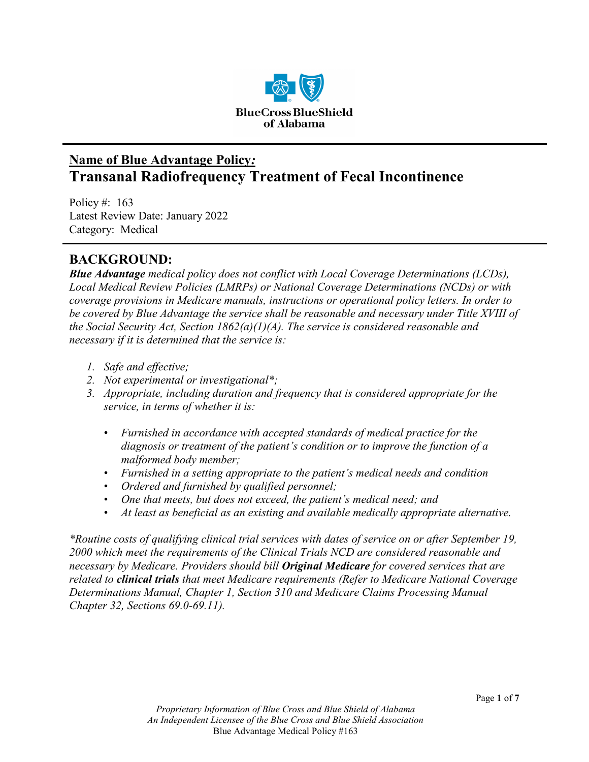# Name of Blue Advantage Policy:
# Transanal Radiofrequency Treatment of Fecal Incontinence

Policy #: 163
Latest Review Date: January 2022
Category: Medical

## BACKGROUND:

***Blue Advantage*** *medical policy does not conflict with Local Coverage Determinations (LCDs), Local Medical Review Policies (LMRPs) or National Coverage Determinations (NCDs) or with coverage provisions in Medicare manuals, instructions or operational policy letters. In order to be covered by Blue Advantage the service shall be reasonable and necessary under Title XVIII of the Social Security Act, Section 1862(a)(1)(A). The service is considered reasonable and necessary if it is determined that the service is:*

1. *Safe and effective;*
2. *Not experimental or investigational\*;*
3. *Appropriate, including duration and frequency that is considered appropriate for the service, in terms of whether it is:*
   - *Furnished in accordance with accepted standards of medical practice for the diagnosis or treatment of the patient's condition or to improve the function of a malformed body member;*
   - *Furnished in a setting appropriate to the patient's medical needs and condition*
   - *Ordered and furnished by qualified personnel;*
   - *One that meets, but does not exceed, the patient's medical need; and*
   - *At least as beneficial as an existing and available medically appropriate alternative.*

*\*Routine costs of qualifying clinical trial services with dates of service on or after September 19, 2000 which meet the requirements of the Clinical Trials NCD are considered reasonable and necessary by Medicare. Providers should bill* ***Original Medicare*** *for covered services that are related to* ***clinical trials*** *that meet Medicare requirements (Refer to Medicare National Coverage Determinations Manual, Chapter 1, Section 310 and Medicare Claims Processing Manual Chapter 32, Sections 69.0-69.11).*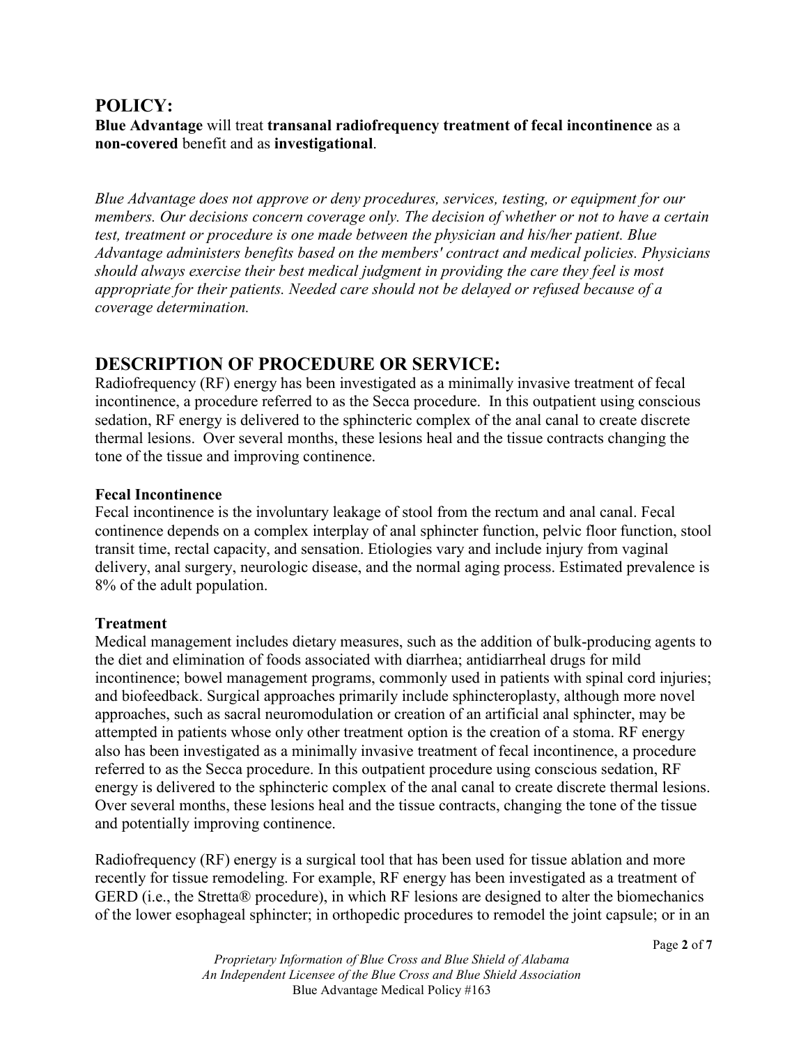# POLICY:

**Blue Advantage** will treat **transanal radiofrequency treatment of fecal incontinence** as a **non-covered** benefit and as **investigational**.

*Blue Advantage does not approve or deny procedures, services, testing, or equipment for our members. Our decisions concern coverage only. The decision of whether or not to have a certain test, treatment or procedure is one made between the physician and his/her patient. Blue Advantage administers benefits based on the members' contract and medical policies. Physicians should always exercise their best medical judgment in providing the care they feel is most appropriate for their patients. Needed care should not be delayed or refused because of a coverage determination.*

# DESCRIPTION OF PROCEDURE OR SERVICE:

Radiofrequency (RF) energy has been investigated as a minimally invasive treatment of fecal incontinence, a procedure referred to as the Secca procedure. In this outpatient using conscious sedation, RF energy is delivered to the sphincteric complex of the anal canal to create discrete thermal lesions. Over several months, these lesions heal and the tissue contracts changing the tone of the tissue and improving continence.

**Fecal Incontinence**

Fecal incontinence is the involuntary leakage of stool from the rectum and anal canal. Fecal continence depends on a complex interplay of anal sphincter function, pelvic floor function, stool transit time, rectal capacity, and sensation. Etiologies vary and include injury from vaginal delivery, anal surgery, neurologic disease, and the normal aging process. Estimated prevalence is 8% of the adult population.

**Treatment**

Medical management includes dietary measures, such as the addition of bulk-producing agents to the diet and elimination of foods associated with diarrhea; antidiarrheal drugs for mild incontinence; bowel management programs, commonly used in patients with spinal cord injuries; and biofeedback. Surgical approaches primarily include sphincteroplasty, although more novel approaches, such as sacral neuromodulation or creation of an artificial anal sphincter, may be attempted in patients whose only other treatment option is the creation of a stoma. RF energy also has been investigated as a minimally invasive treatment of fecal incontinence, a procedure referred to as the Secca procedure. In this outpatient procedure using conscious sedation, RF energy is delivered to the sphincteric complex of the anal canal to create discrete thermal lesions. Over several months, these lesions heal and the tissue contracts, changing the tone of the tissue and potentially improving continence.

Radiofrequency (RF) energy is a surgical tool that has been used for tissue ablation and more recently for tissue remodeling. For example, RF energy has been investigated as a treatment of GERD (i.e., the Stretta® procedure), in which RF lesions are designed to alter the biomechanics of the lower esophageal sphincter; in orthopedic procedures to remodel the joint capsule; or in an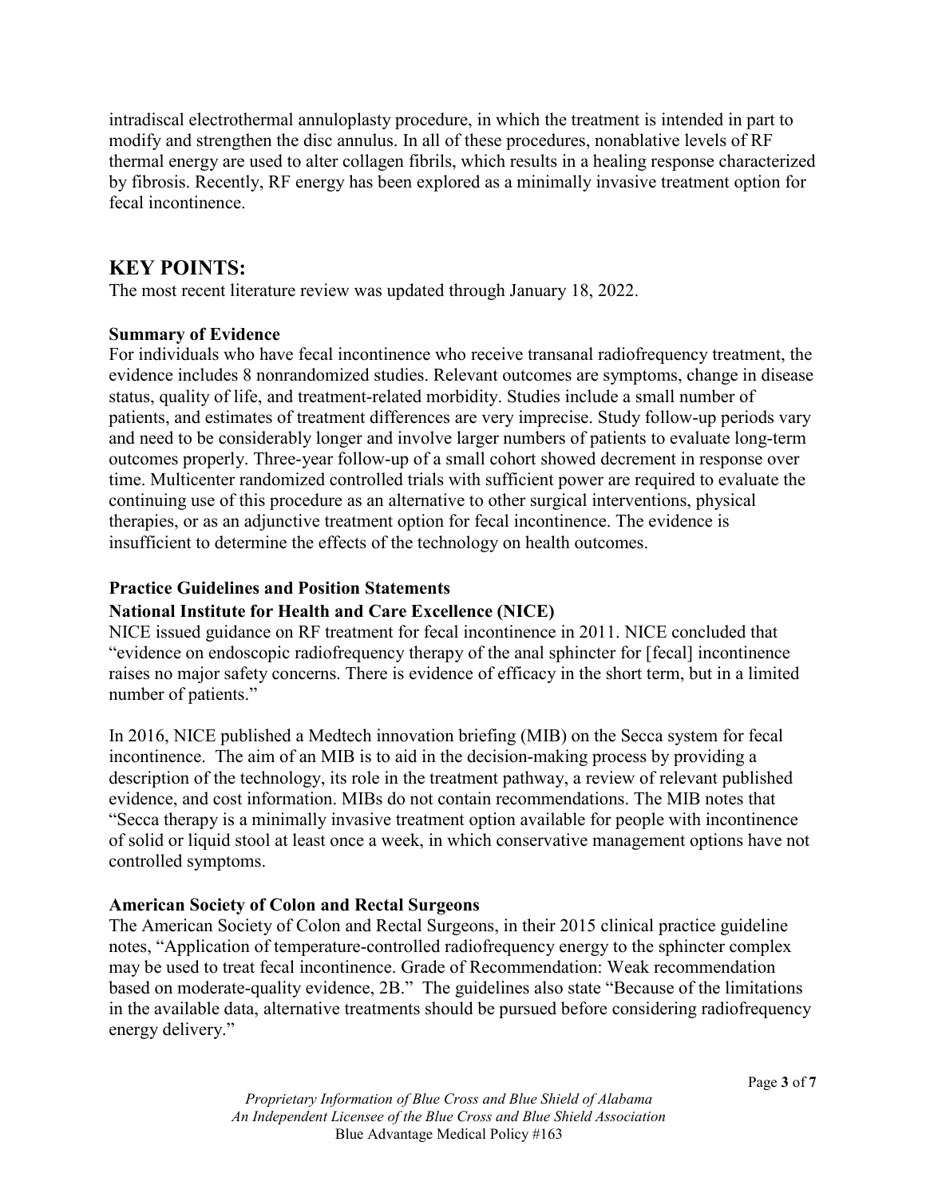intradiscal electrothermal annuloplasty procedure, in which the treatment is intended in part to modify and strengthen the disc annulus. In all of these procedures, nonablative levels of RF thermal energy are used to alter collagen fibrils, which results in a healing response characterized by fibrosis. Recently, RF energy has been explored as a minimally invasive treatment option for fecal incontinence.

# KEY POINTS:

The most recent literature review was updated through January 18, 2022.

**Summary of Evidence**

For individuals who have fecal incontinence who receive transanal radiofrequency treatment, the evidence includes 8 nonrandomized studies. Relevant outcomes are symptoms, change in disease status, quality of life, and treatment-related morbidity. Studies include a small number of patients, and estimates of treatment differences are very imprecise. Study follow-up periods vary and need to be considerably longer and involve larger numbers of patients to evaluate long-term outcomes properly. Three-year follow-up of a small cohort showed decrement in response over time. Multicenter randomized controlled trials with sufficient power are required to evaluate the continuing use of this procedure as an alternative to other surgical interventions, physical therapies, or as an adjunctive treatment option for fecal incontinence. The evidence is insufficient to determine the effects of the technology on health outcomes.

**Practice Guidelines and Position Statements**

**National Institute for Health and Care Excellence (NICE)**

NICE issued guidance on RF treatment for fecal incontinence in 2011. NICE concluded that "evidence on endoscopic radiofrequency therapy of the anal sphincter for [fecal] incontinence raises no major safety concerns. There is evidence of efficacy in the short term, but in a limited number of patients."

In 2016, NICE published a Medtech innovation briefing (MIB) on the Secca system for fecal incontinence. The aim of an MIB is to aid in the decision-making process by providing a description of the technology, its role in the treatment pathway, a review of relevant published evidence, and cost information. MIBs do not contain recommendations. The MIB notes that "Secca therapy is a minimally invasive treatment option available for people with incontinence of solid or liquid stool at least once a week, in which conservative management options have not controlled symptoms.

**American Society of Colon and Rectal Surgeons**

The American Society of Colon and Rectal Surgeons, in their 2015 clinical practice guideline notes, "Application of temperature-controlled radiofrequency energy to the sphincter complex may be used to treat fecal incontinence. Grade of Recommendation: Weak recommendation based on moderate-quality evidence, 2B." The guidelines also state "Because of the limitations in the available data, alternative treatments should be pursued before considering radiofrequency energy delivery."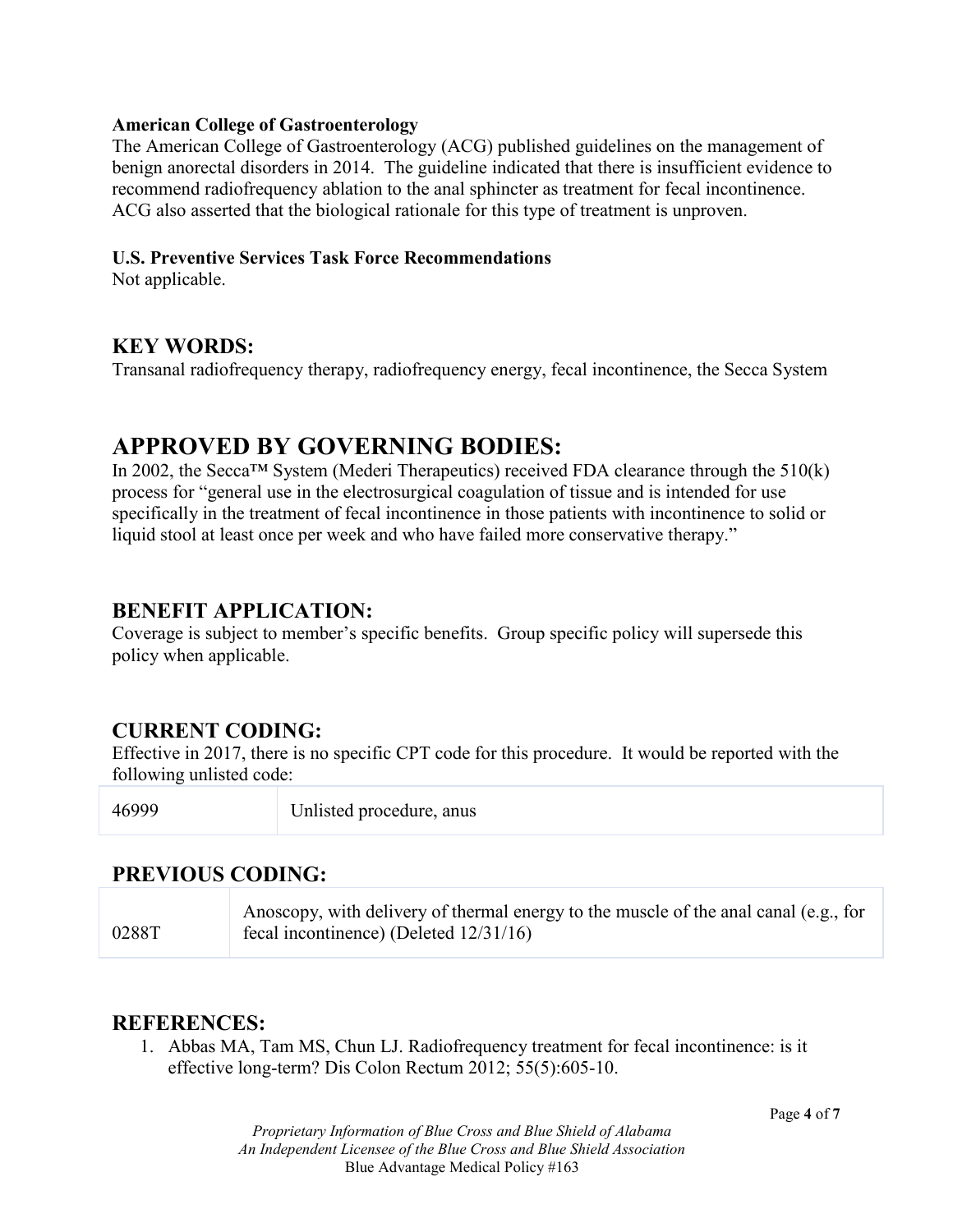**American College of Gastroenterology**

The American College of Gastroenterology (ACG) published guidelines on the management of benign anorectal disorders in 2014. The guideline indicated that there is insufficient evidence to recommend radiofrequency ablation to the anal sphincter as treatment for fecal incontinence. ACG also asserted that the biological rationale for this type of treatment is unproven.

**U.S. Preventive Services Task Force Recommendations**

Not applicable.

## KEY WORDS:

Transanal radiofrequency therapy, radiofrequency energy, fecal incontinence, the Secca System

# APPROVED BY GOVERNING BODIES:

In 2002, the Secca™ System (Mederi Therapeutics) received FDA clearance through the 510(k) process for "general use in the electrosurgical coagulation of tissue and is intended for use specifically in the treatment of fecal incontinence in those patients with incontinence to solid or liquid stool at least once per week and who have failed more conservative therapy."

## BENEFIT APPLICATION:

Coverage is subject to member's specific benefits. Group specific policy will supersede this policy when applicable.

## CURRENT CODING:

Effective in 2017, there is no specific CPT code for this procedure. It would be reported with the following unlisted code:

| 46999 | Unlisted procedure, anus |
|---|---|

## PREVIOUS CODING:

| 0288T | Anoscopy, with delivery of thermal energy to the muscle of the anal canal (e.g., for fecal incontinence) (Deleted 12/31/16) |
|---|---|

## REFERENCES:

1. Abbas MA, Tam MS, Chun LJ. Radiofrequency treatment for fecal incontinence: is it effective long-term? Dis Colon Rectum 2012; 55(5):605-10.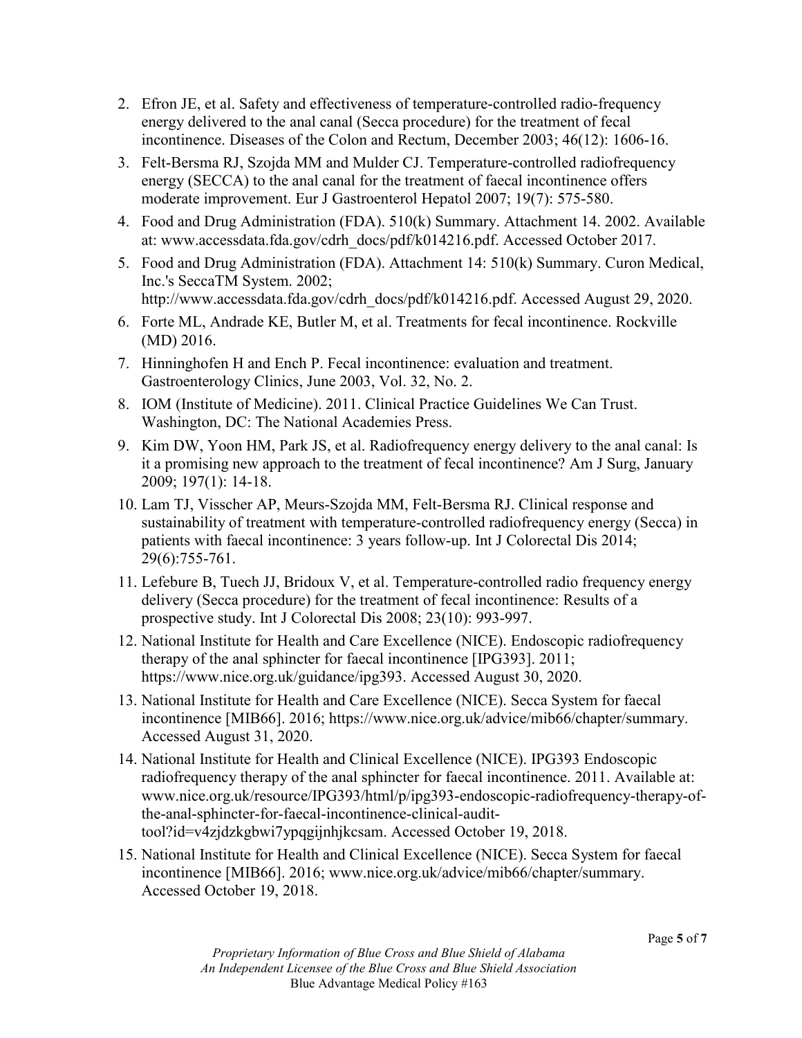2. Efron JE, et al. Safety and effectiveness of temperature-controlled radio-frequency energy delivered to the anal canal (Secca procedure) for the treatment of fecal incontinence. Diseases of the Colon and Rectum, December 2003; 46(12): 1606-16.
3. Felt-Bersma RJ, Szojda MM and Mulder CJ. Temperature-controlled radiofrequency energy (SECCA) to the anal canal for the treatment of faecal incontinence offers moderate improvement. Eur J Gastroenterol Hepatol 2007; 19(7): 575-580.
4. Food and Drug Administration (FDA). 510(k) Summary. Attachment 14. 2002. Available at: www.accessdata.fda.gov/cdrh_docs/pdf/k014216.pdf. Accessed October 2017.
5. Food and Drug Administration (FDA). Attachment 14: 510(k) Summary. Curon Medical, Inc.'s SeccaTM System. 2002; http://www.accessdata.fda.gov/cdrh_docs/pdf/k014216.pdf. Accessed August 29, 2020.
6. Forte ML, Andrade KE, Butler M, et al. Treatments for fecal incontinence. Rockville (MD) 2016.
7. Hinninghofen H and Ench P. Fecal incontinence: evaluation and treatment. Gastroenterology Clinics, June 2003, Vol. 32, No. 2.
8. IOM (Institute of Medicine). 2011. Clinical Practice Guidelines We Can Trust. Washington, DC: The National Academies Press.
9. Kim DW, Yoon HM, Park JS, et al. Radiofrequency energy delivery to the anal canal: Is it a promising new approach to the treatment of fecal incontinence? Am J Surg, January 2009; 197(1): 14-18.
10. Lam TJ, Visscher AP, Meurs-Szojda MM, Felt-Bersma RJ. Clinical response and sustainability of treatment with temperature-controlled radiofrequency energy (Secca) in patients with faecal incontinence: 3 years follow-up. Int J Colorectal Dis 2014; 29(6):755-761.
11. Lefebure B, Tuech JJ, Bridoux V, et al. Temperature-controlled radio frequency energy delivery (Secca procedure) for the treatment of fecal incontinence: Results of a prospective study. Int J Colorectal Dis 2008; 23(10): 993-997.
12. National Institute for Health and Care Excellence (NICE). Endoscopic radiofrequency therapy of the anal sphincter for faecal incontinence [IPG393]. 2011; https://www.nice.org.uk/guidance/ipg393. Accessed August 30, 2020.
13. National Institute for Health and Care Excellence (NICE). Secca System for faecal incontinence [MIB66]. 2016; https://www.nice.org.uk/advice/mib66/chapter/summary. Accessed August 31, 2020.
14. National Institute for Health and Clinical Excellence (NICE). IPG393 Endoscopic radiofrequency therapy of the anal sphincter for faecal incontinence. 2011. Available at: www.nice.org.uk/resource/IPG393/html/p/ipg393-endoscopic-radiofrequency-therapy-of-the-anal-sphincter-for-faecal-incontinence-clinical-audit-tool?id=v4zjdzkgbwi7ypqgijnhjkcsam. Accessed October 19, 2018.
15. National Institute for Health and Clinical Excellence (NICE). Secca System for faecal incontinence [MIB66]. 2016; www.nice.org.uk/advice/mib66/chapter/summary. Accessed October 19, 2018.

*Proprietary Information of Blue Cross and Blue Shield of Alabama*
*An Independent Licensee of the Blue Cross and Blue Shield Association*
Blue Advantage Medical Policy #163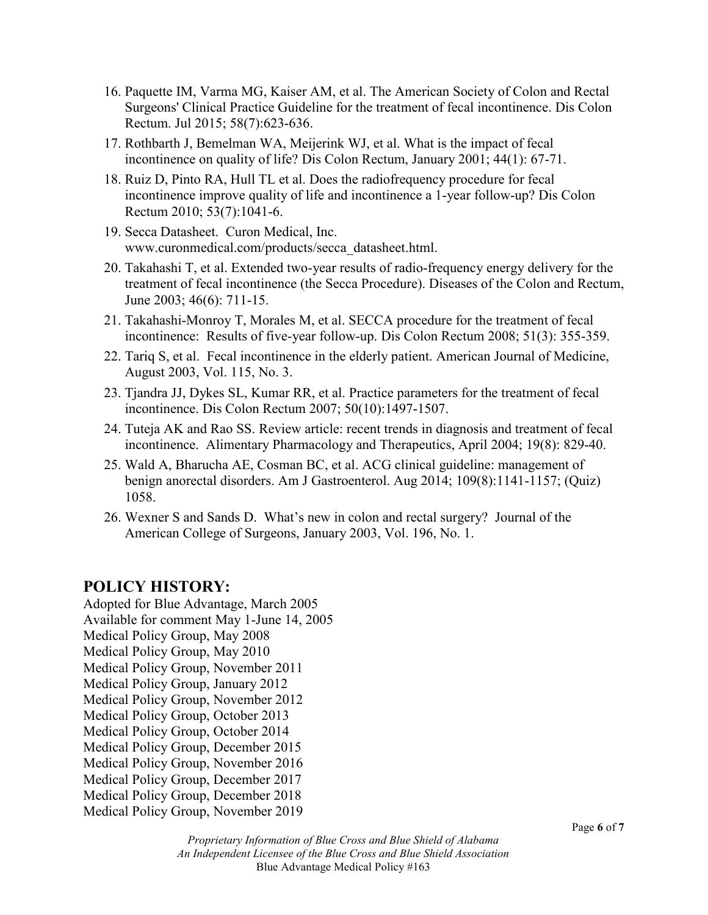16. Paquette IM, Varma MG, Kaiser AM, et al. The American Society of Colon and Rectal Surgeons' Clinical Practice Guideline for the treatment of fecal incontinence. Dis Colon Rectum. Jul 2015; 58(7):623-636.
17. Rothbarth J, Bemelman WA, Meijerink WJ, et al. What is the impact of fecal incontinence on quality of life? Dis Colon Rectum, January 2001; 44(1): 67-71.
18. Ruiz D, Pinto RA, Hull TL et al. Does the radiofrequency procedure for fecal incontinence improve quality of life and incontinence a 1-year follow-up? Dis Colon Rectum 2010; 53(7):1041-6.
19. Secca Datasheet. Curon Medical, Inc. www.curonmedical.com/products/secca_datasheet.html.
20. Takahashi T, et al. Extended two-year results of radio-frequency energy delivery for the treatment of fecal incontinence (the Secca Procedure). Diseases of the Colon and Rectum, June 2003; 46(6): 711-15.
21. Takahashi-Monroy T, Morales M, et al. SECCA procedure for the treatment of fecal incontinence: Results of five-year follow-up. Dis Colon Rectum 2008; 51(3): 355-359.
22. Tariq S, et al. Fecal incontinence in the elderly patient. American Journal of Medicine, August 2003, Vol. 115, No. 3.
23. Tjandra JJ, Dykes SL, Kumar RR, et al. Practice parameters for the treatment of fecal incontinence. Dis Colon Rectum 2007; 50(10):1497-1507.
24. Tuteja AK and Rao SS. Review article: recent trends in diagnosis and treatment of fecal incontinence. Alimentary Pharmacology and Therapeutics, April 2004; 19(8): 829-40.
25. Wald A, Bharucha AE, Cosman BC, et al. ACG clinical guideline: management of benign anorectal disorders. Am J Gastroenterol. Aug 2014; 109(8):1141-1157; (Quiz) 1058.
26. Wexner S and Sands D. What's new in colon and rectal surgery? Journal of the American College of Surgeons, January 2003, Vol. 196, No. 1.

## POLICY HISTORY:

Adopted for Blue Advantage, March 2005
Available for comment May 1-June 14, 2005
Medical Policy Group, May 2008
Medical Policy Group, May 2010
Medical Policy Group, November 2011
Medical Policy Group, January 2012
Medical Policy Group, November 2012
Medical Policy Group, October 2013
Medical Policy Group, October 2014
Medical Policy Group, December 2015
Medical Policy Group, November 2016
Medical Policy Group, December 2017
Medical Policy Group, December 2018
Medical Policy Group, November 2019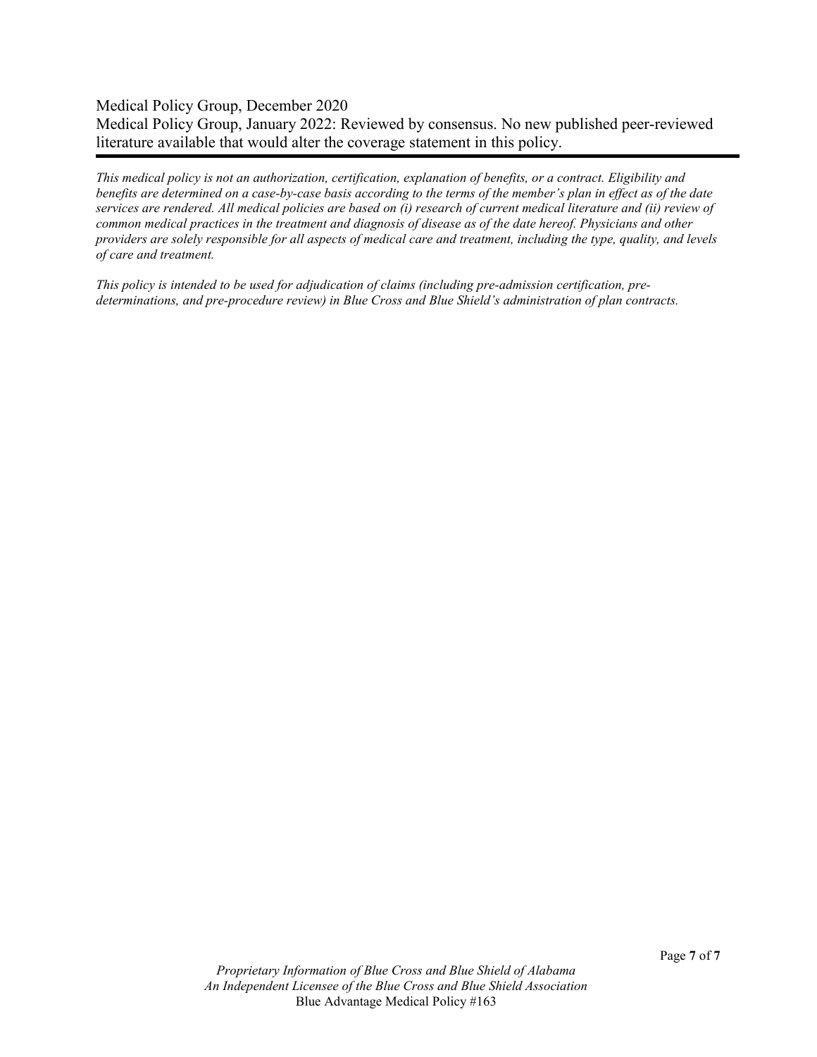Medical Policy Group, December 2020

Medical Policy Group, January 2022: Reviewed by consensus. No new published peer-reviewed literature available that would alter the coverage statement in this policy.

---

*This medical policy is not an authorization, certification, explanation of benefits, or a contract. Eligibility and benefits are determined on a case-by-case basis according to the terms of the member's plan in effect as of the date services are rendered. All medical policies are based on (i) research of current medical literature and (ii) review of common medical practices in the treatment and diagnosis of disease as of the date hereof. Physicians and other providers are solely responsible for all aspects of medical care and treatment, including the type, quality, and levels of care and treatment.*

*This policy is intended to be used for adjudication of claims (including pre-admission certification, pre-determinations, and pre-procedure review) in Blue Cross and Blue Shield's administration of plan contracts.*